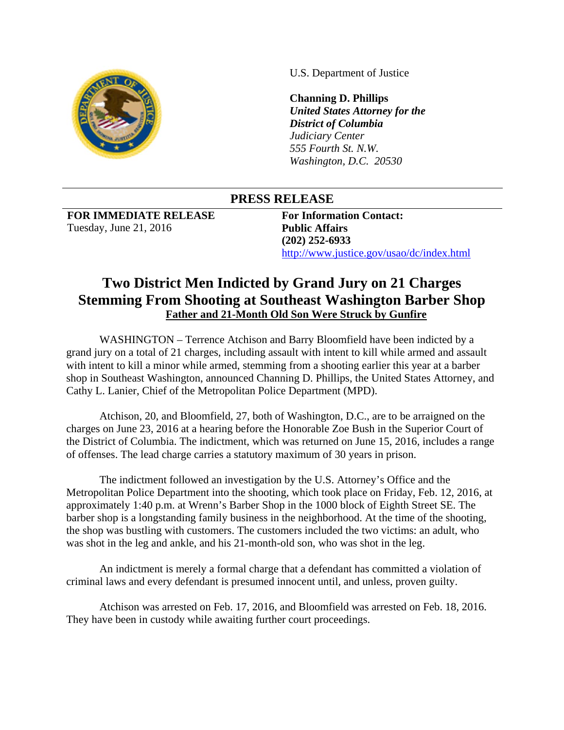U.S. Department of Justice

**Channing D. Phillips**
***United States Attorney for the District of Columbia***
*Judiciary Center*
*555 Fourth St. N.W.*
*Washington, D.C. 20530*

## PRESS RELEASE

**FOR IMMEDIATE RELEASE**
Tuesday, June 21, 2016

**For Information Contact:**
**Public Affairs**
**(202) 252-6933**
http://www.justice.gov/usao/dc/index.html

# Two District Men Indicted by Grand Jury on 21 Charges Stemming From Shooting at Southeast Washington Barber Shop

**Father and 21-Month Old Son Were Struck by Gunfire**

WASHINGTON – Terrence Atchison and Barry Bloomfield have been indicted by a grand jury on a total of 21 charges, including assault with intent to kill while armed and assault with intent to kill a minor while armed, stemming from a shooting earlier this year at a barber shop in Southeast Washington, announced Channing D. Phillips, the United States Attorney, and Cathy L. Lanier, Chief of the Metropolitan Police Department (MPD).

Atchison, 20, and Bloomfield, 27, both of Washington, D.C., are to be arraigned on the charges on June 23, 2016 at a hearing before the Honorable Zoe Bush in the Superior Court of the District of Columbia. The indictment, which was returned on June 15, 2016, includes a range of offenses. The lead charge carries a statutory maximum of 30 years in prison.

The indictment followed an investigation by the U.S. Attorney's Office and the Metropolitan Police Department into the shooting, which took place on Friday, Feb. 12, 2016, at approximately 1:40 p.m. at Wrenn's Barber Shop in the 1000 block of Eighth Street SE. The barber shop is a longstanding family business in the neighborhood. At the time of the shooting, the shop was bustling with customers. The customers included the two victims: an adult, who was shot in the leg and ankle, and his 21-month-old son, who was shot in the leg.

An indictment is merely a formal charge that a defendant has committed a violation of criminal laws and every defendant is presumed innocent until, and unless, proven guilty.

Atchison was arrested on Feb. 17, 2016, and Bloomfield was arrested on Feb. 18, 2016. They have been in custody while awaiting further court proceedings.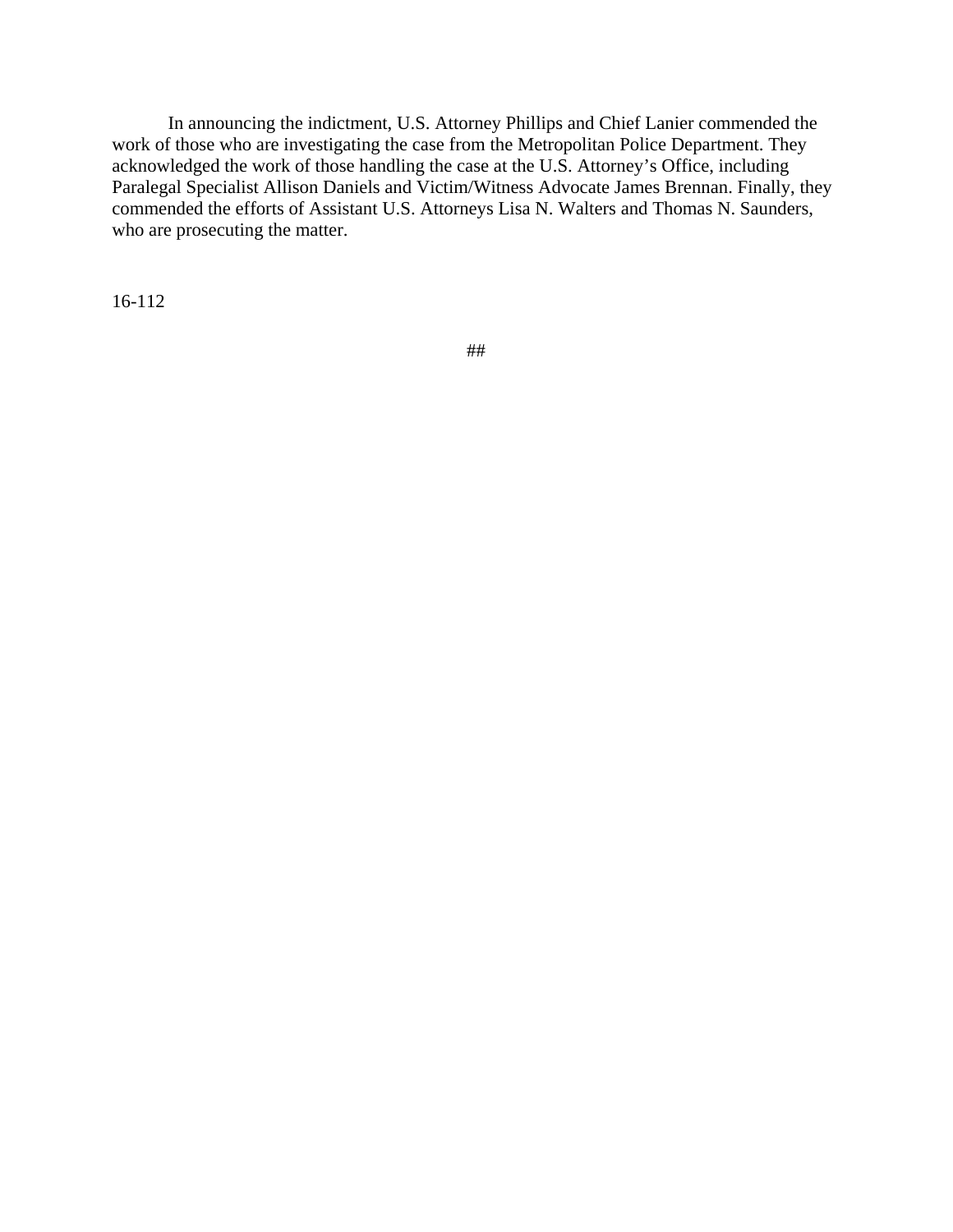In announcing the indictment, U.S. Attorney Phillips and Chief Lanier commended the work of those who are investigating the case from the Metropolitan Police Department. They acknowledged the work of those handling the case at the U.S. Attorney's Office, including Paralegal Specialist Allison Daniels and Victim/Witness Advocate James Brennan. Finally, they commended the efforts of Assistant U.S. Attorneys Lisa N. Walters and Thomas N. Saunders, who are prosecuting the matter.

16-112

##